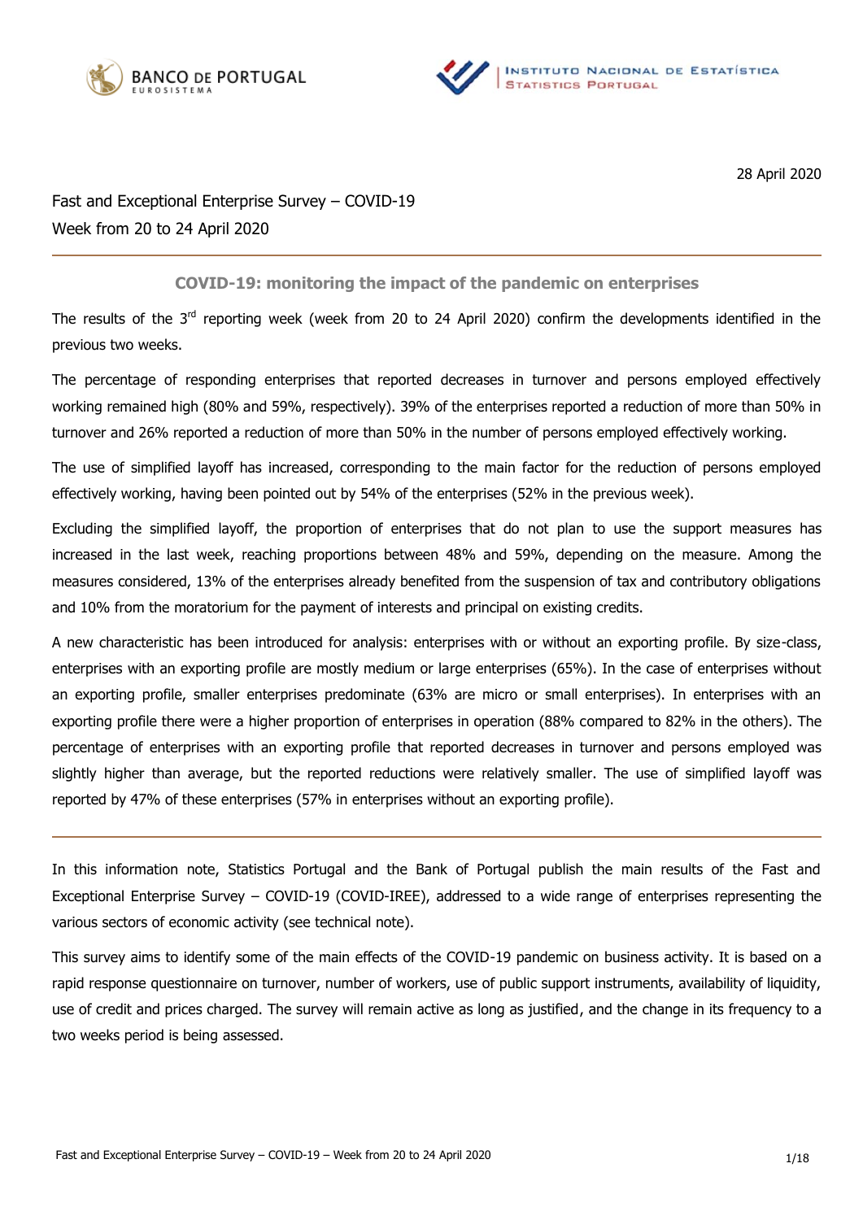28 April 2020

Fast and Exceptional Enterprise Survey – COVID-19
Week from 20 to 24 April 2020

## COVID-19: monitoring the impact of the pandemic on enterprises

The results of the 3rd reporting week (week from 20 to 24 April 2020) confirm the developments identified in the previous two weeks.

The percentage of responding enterprises that reported decreases in turnover and persons employed effectively working remained high (80% and 59%, respectively). 39% of the enterprises reported a reduction of more than 50% in turnover and 26% reported a reduction of more than 50% in the number of persons employed effectively working.

The use of simplified layoff has increased, corresponding to the main factor for the reduction of persons employed effectively working, having been pointed out by 54% of the enterprises (52% in the previous week).

Excluding the simplified layoff, the proportion of enterprises that do not plan to use the support measures has increased in the last week, reaching proportions between 48% and 59%, depending on the measure. Among the measures considered, 13% of the enterprises already benefited from the suspension of tax and contributory obligations and 10% from the moratorium for the payment of interests and principal on existing credits.

A new characteristic has been introduced for analysis: enterprises with or without an exporting profile. By size-class, enterprises with an exporting profile are mostly medium or large enterprises (65%). In the case of enterprises without an exporting profile, smaller enterprises predominate (63% are micro or small enterprises). In enterprises with an exporting profile there were a higher proportion of enterprises in operation (88% compared to 82% in the others). The percentage of enterprises with an exporting profile that reported decreases in turnover and persons employed was slightly higher than average, but the reported reductions were relatively smaller. The use of simplified layoff was reported by 47% of these enterprises (57% in enterprises without an exporting profile).

---

In this information note, Statistics Portugal and the Bank of Portugal publish the main results of the Fast and Exceptional Enterprise Survey – COVID-19 (COVID-IREE), addressed to a wide range of enterprises representing the various sectors of economic activity (see technical note).

This survey aims to identify some of the main effects of the COVID-19 pandemic on business activity. It is based on a rapid response questionnaire on turnover, number of workers, use of public support instruments, availability of liquidity, use of credit and prices charged. The survey will remain active as long as justified, and the change in its frequency to a two weeks period is being assessed.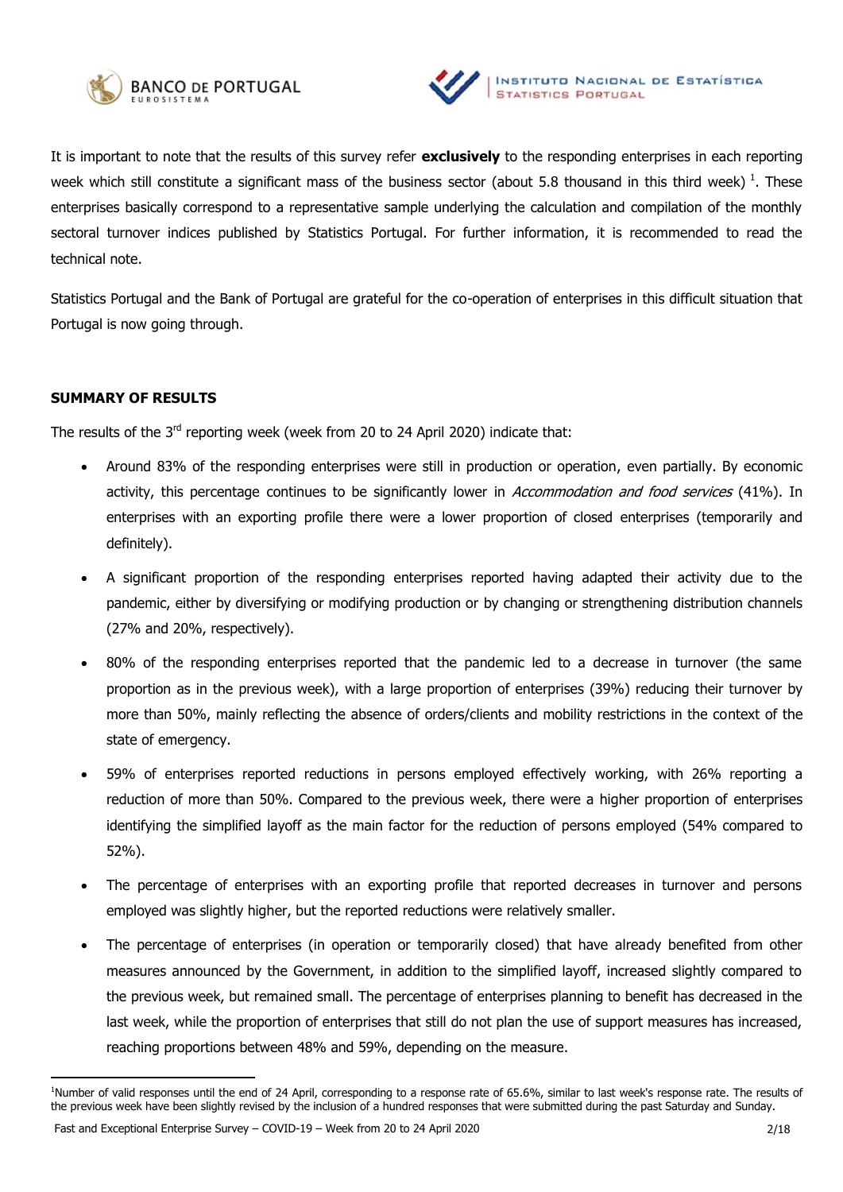It is important to note that the results of this survey refer **exclusively** to the responding enterprises in each reporting week which still constitute a significant mass of the business sector (about 5.8 thousand in this third week) [1]. These enterprises basically correspond to a representative sample underlying the calculation and compilation of the monthly sectoral turnover indices published by Statistics Portugal. For further information, it is recommended to read the technical note.

Statistics Portugal and the Bank of Portugal are grateful for the co-operation of enterprises in this difficult situation that Portugal is now going through.

## SUMMARY OF RESULTS

The results of the 3rd reporting week (week from 20 to 24 April 2020) indicate that:

- Around 83% of the responding enterprises were still in production or operation, even partially. By economic activity, this percentage continues to be significantly lower in *Accommodation and food services* (41%). In enterprises with an exporting profile there were a lower proportion of closed enterprises (temporarily and definitely).
- A significant proportion of the responding enterprises reported having adapted their activity due to the pandemic, either by diversifying or modifying production or by changing or strengthening distribution channels (27% and 20%, respectively).
- 80% of the responding enterprises reported that the pandemic led to a decrease in turnover (the same proportion as in the previous week), with a large proportion of enterprises (39%) reducing their turnover by more than 50%, mainly reflecting the absence of orders/clients and mobility restrictions in the context of the state of emergency.
- 59% of enterprises reported reductions in persons employed effectively working, with 26% reporting a reduction of more than 50%. Compared to the previous week, there were a higher proportion of enterprises identifying the simplified layoff as the main factor for the reduction of persons employed (54% compared to 52%).
- The percentage of enterprises with an exporting profile that reported decreases in turnover and persons employed was slightly higher, but the reported reductions were relatively smaller.
- The percentage of enterprises (in operation or temporarily closed) that have already benefited from other measures announced by the Government, in addition to the simplified layoff, increased slightly compared to the previous week, but remained small. The percentage of enterprises planning to benefit has decreased in the last week, while the proportion of enterprises that still do not plan the use of support measures has increased, reaching proportions between 48% and 59%, depending on the measure.

[1] Number of valid responses until the end of 24 April, corresponding to a response rate of 65.6%, similar to last week's response rate. The results of the previous week have been slightly revised by the inclusion of a hundred responses that were submitted during the past Saturday and Sunday.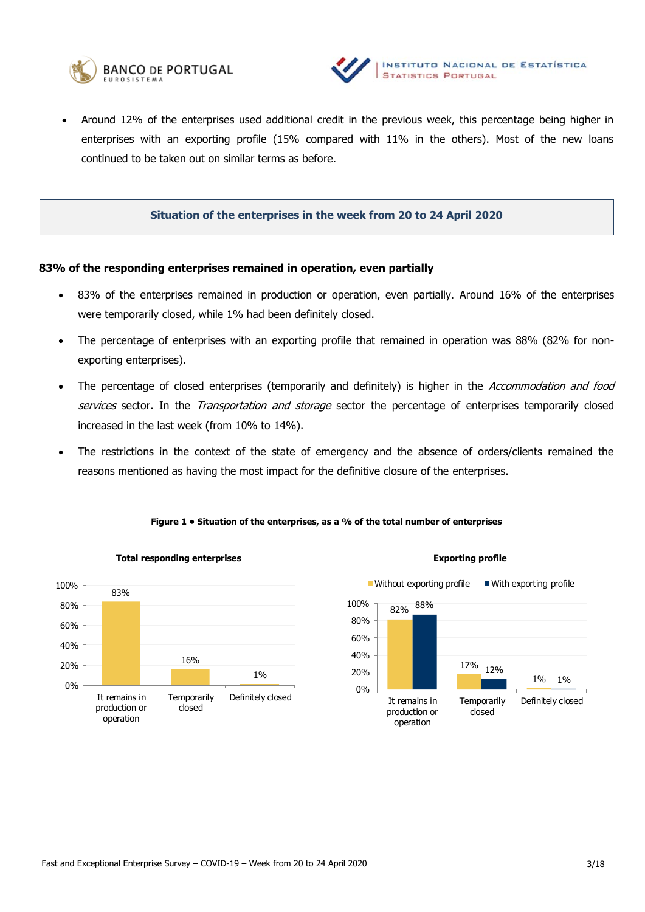- Around 12% of the enterprises used additional credit in the previous week, this percentage being higher in enterprises with an exporting profile (15% compared with 11% in the others). Most of the new loans continued to be taken out on similar terms as before.

## Situation of the enterprises in the week from 20 to 24 April 2020

### 83% of the responding enterprises remained in operation, even partially

- 83% of the enterprises remained in production or operation, even partially. Around 16% of the enterprises were temporarily closed, while 1% had been definitely closed.
- The percentage of enterprises with an exporting profile that remained in operation was 88% (82% for non-exporting enterprises).
- The percentage of closed enterprises (temporarily and definitely) is higher in the *Accommodation and food services* sector. In the *Transportation and storage* sector the percentage of enterprises temporarily closed increased in the last week (from 10% to 14%).
- The restrictions in the context of the state of emergency and the absence of orders/clients remained the reasons mentioned as having the most impact for the definitive closure of the enterprises.

**Figure 1 • Situation of the enterprises, as a % of the total number of enterprises**

**Total responding enterprises**

100%
80%
60%
40%
20%
0%

83%
16%
1%

It remains in production or operation
Temporarily closed
Definitely closed

**Exporting profile**

Without exporting profile
With exporting profile

100%
80%
60%
40%
20%
0%

82%
88%
17%
12%
1%
1%

It remains in production or operation
Temporarily closed
Definitely closed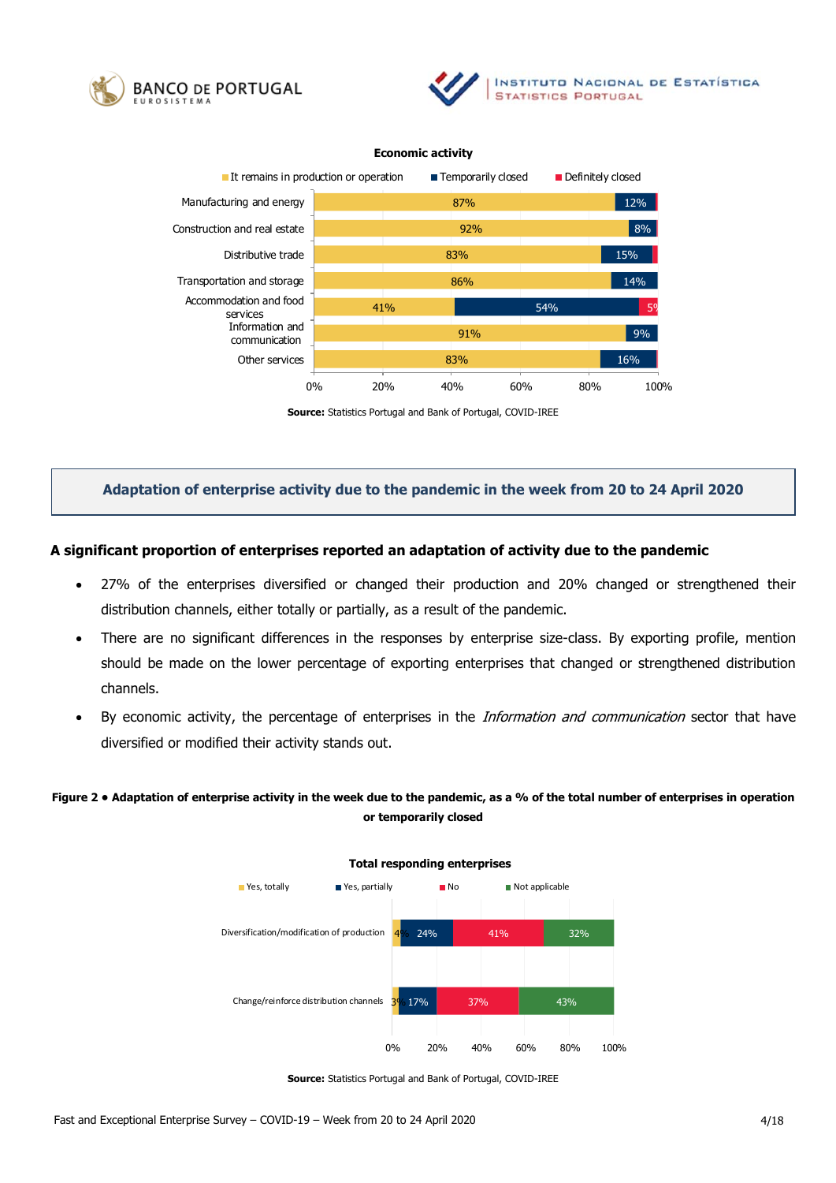**Economic activity**

It remains in production or operation | Temporarily closed | Definitely closed

Manufacturing and energy: 87% | 12%

Construction and real estate: 92% | 8%

Distributive trade: 83% | 15%

Transportation and storage: 86% | 14%

Accommodation and food services: 41% | 54% | 5%

Information and communication: 91% | 9%

Other services: 83% | 16%

0% 20% 40% 60% 80% 100%

**Source:** Statistics Portugal and Bank of Portugal, COVID-IREE

## Adaptation of enterprise activity due to the pandemic in the week from 20 to 24 April 2020

### A significant proportion of enterprises reported an adaptation of activity due to the pandemic

- 27% of the enterprises diversified or changed their production and 20% changed or strengthened their distribution channels, either totally or partially, as a result of the pandemic.
- There are no significant differences in the responses by enterprise size-class. By exporting profile, mention should be made on the lower percentage of exporting enterprises that changed or strengthened distribution channels.
- By economic activity, the percentage of enterprises in the *Information and communication* sector that have diversified or modified their activity stands out.

**Figure 2 • Adaptation of enterprise activity in the week due to the pandemic, as a % of the total number of enterprises in operation or temporarily closed**

**Total responding enterprises**

Yes, totally | Yes, partially | No | Not applicable

Diversification/modification of production: 4% | 24% | 41% | 32%

Change/reinforce distribution channels: 3% | 17% | 37% | 43%

0% 20% 40% 60% 80% 100%

**Source:** Statistics Portugal and Bank of Portugal, COVID-IREE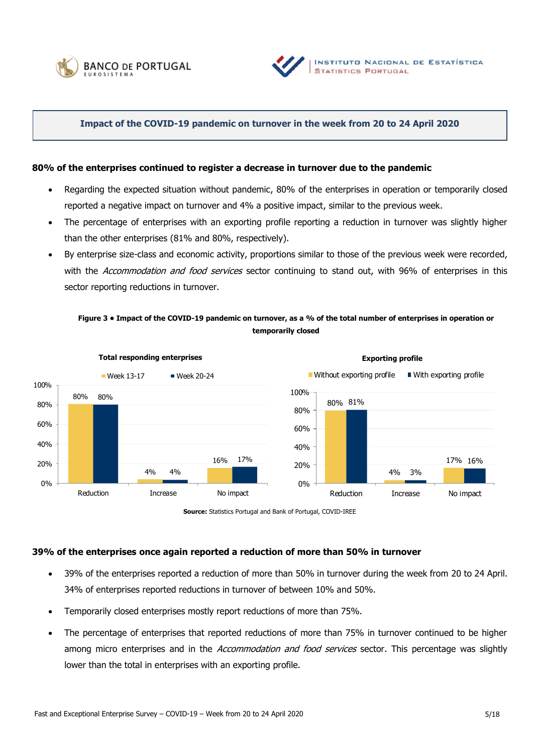**Impact of the COVID-19 pandemic on turnover in the week from 20 to 24 April 2020**

## 80% of the enterprises continued to register a decrease in turnover due to the pandemic

- Regarding the expected situation without pandemic, 80% of the enterprises in operation or temporarily closed reported a negative impact on turnover and 4% a positive impact, similar to the previous week.
- The percentage of enterprises with an exporting profile reporting a reduction in turnover was slightly higher than the other enterprises (81% and 80%, respectively).
- By enterprise size-class and economic activity, proportions similar to those of the previous week were recorded, with the *Accommodation and food services* sector continuing to stand out, with 96% of enterprises in this sector reporting reductions in turnover.

**Figure 3 • Impact of the COVID-19 pandemic on turnover, as a % of the total number of enterprises in operation or temporarily closed**

Total responding enterprises

Week 13-17
Week 20-24

100%
80%
60%
40%
20%
0%

80% 80%
4% 4%
16% 17%

Reduction
Increase
No impact

Exporting profile

Without exporting profile
With exporting profile

100%
80%
60%
40%
20%
0%

80% 81%
4% 3%
17% 16%

Reduction
Increase
No impact

**Source:** Statistics Portugal and Bank of Portugal, COVID-IREE

## 39% of the enterprises once again reported a reduction of more than 50% in turnover

- 39% of the enterprises reported a reduction of more than 50% in turnover during the week from 20 to 24 April. 34% of enterprises reported reductions in turnover of between 10% and 50%.
- Temporarily closed enterprises mostly report reductions of more than 75%.
- The percentage of enterprises that reported reductions of more than 75% in turnover continued to be higher among micro enterprises and in the *Accommodation and food services* sector. This percentage was slightly lower than the total in enterprises with an exporting profile.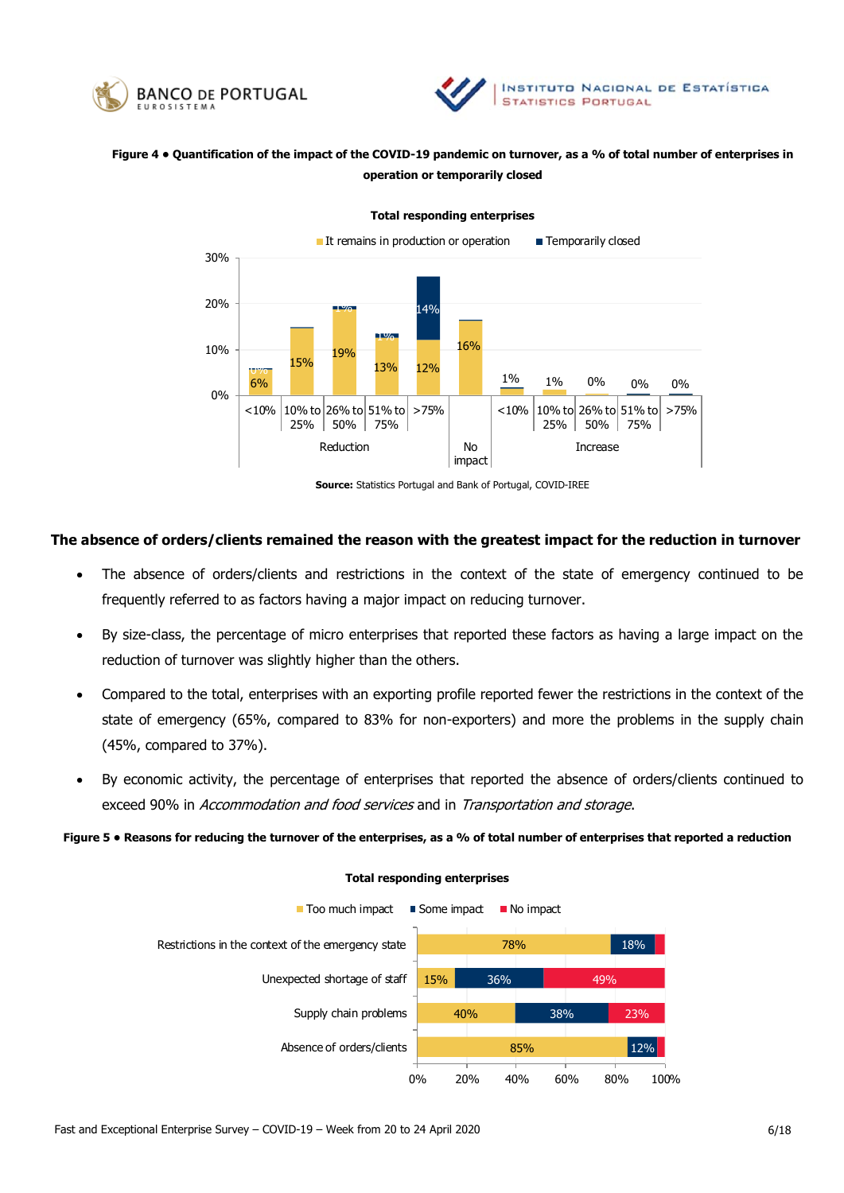**Figure 4 • Quantification of the impact of the COVID-19 pandemic on turnover, as a % of total number of enterprises in operation or temporarily closed**

Total responding enterprises

It remains in production or operation
Temporarily closed

30%
20%
10%
0%

0%
6%
15%
1%
19%
1%
13%
14%
12%
16%
1%
1%
0%
0%
0%

<10%
10% to 25%
26% to 50%
51% to 75%
>75%
<10%
10% to 25%
26% to 50%
51% to 75%
>75%

Reduction
No impact
Increase

**Source:** Statistics Portugal and Bank of Portugal, COVID-IREE

## The absence of orders/clients remained the reason with the greatest impact for the reduction in turnover

- The absence of orders/clients and restrictions in the context of the state of emergency continued to be frequently referred to as factors having a major impact on reducing turnover.
- By size-class, the percentage of micro enterprises that reported these factors as having a large impact on the reduction of turnover was slightly higher than the others.
- Compared to the total, enterprises with an exporting profile reported fewer the restrictions in the context of the state of emergency (65%, compared to 83% for non-exporters) and more the problems in the supply chain (45%, compared to 37%).
- By economic activity, the percentage of enterprises that reported the absence of orders/clients continued to exceed 90% in *Accommodation and food services* and in *Transportation and storage*.

**Figure 5 • Reasons for reducing the turnover of the enterprises, as a % of total number of enterprises that reported a reduction**

Total responding enterprises

Too much impact
Some impact
No impact

Restrictions in the context of the emergency state
78%
18%

Unexpected shortage of staff
15%
36%
49%

Supply chain problems
40%
38%
23%

Absence of orders/clients
85%
12%

0%
20%
40%
60%
80%
100%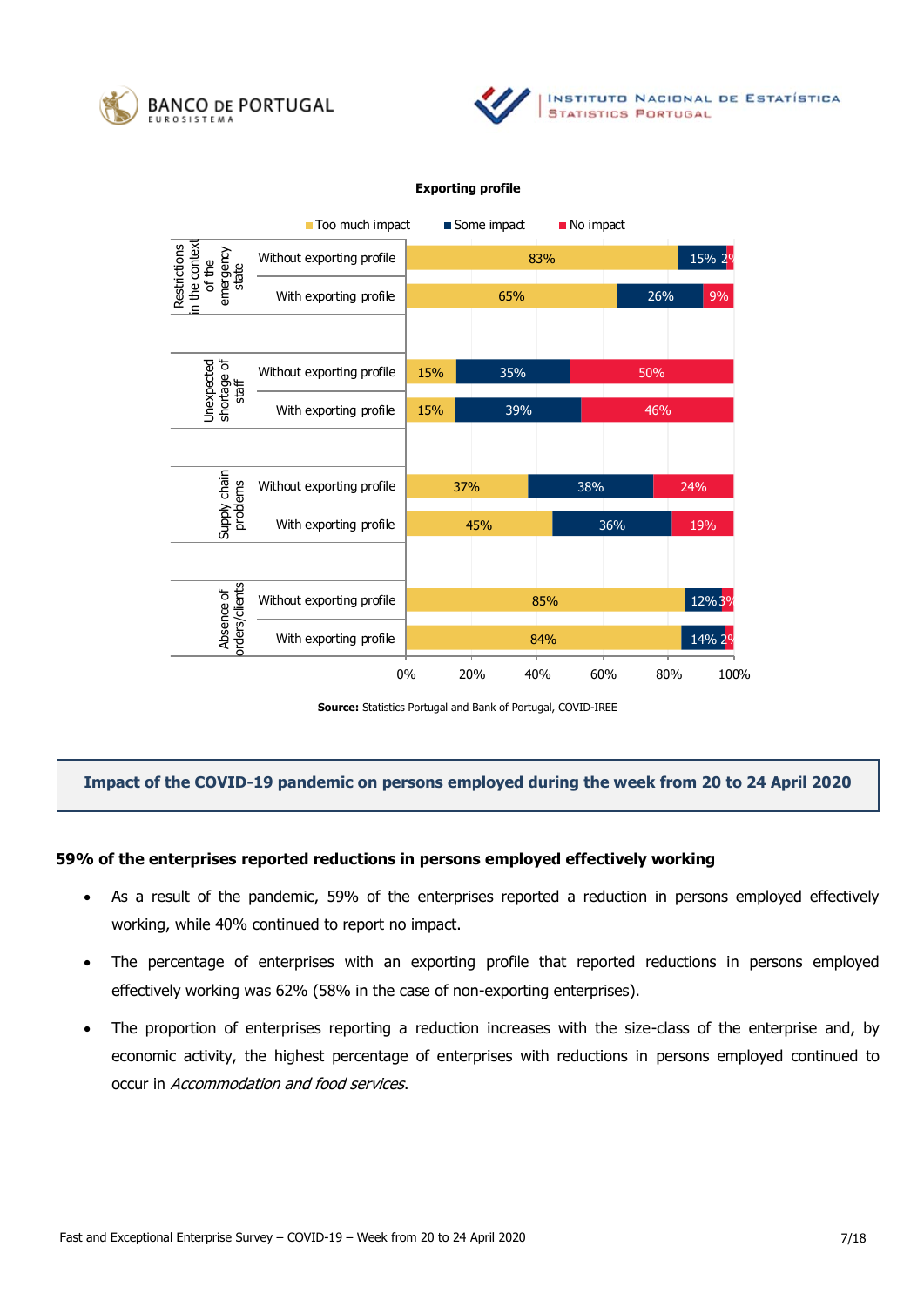**Exporting profile**

Too much impact
Some impact
No impact

Restrictions in the context of the emergency state
Without exporting profile 83% 15% 2%
With exporting profile 65% 26% 9%

Unexpected shortage of staff
Without exporting profile 15% 35% 50%
With exporting profile 15% 39% 46%

Supply chain problems
Without exporting profile 37% 38% 24%
With exporting profile 45% 36% 19%

Absence of orders/clients
Without exporting profile 85% 12% 3%
With exporting profile 84% 14% 2%

0% 20% 40% 60% 80% 100%

**Source:** Statistics Portugal and Bank of Portugal, COVID-IREE

## Impact of the COVID-19 pandemic on persons employed during the week from 20 to 24 April 2020

### 59% of the enterprises reported reductions in persons employed effectively working

- As a result of the pandemic, 59% of the enterprises reported a reduction in persons employed effectively working, while 40% continued to report no impact.
- The percentage of enterprises with an exporting profile that reported reductions in persons employed effectively working was 62% (58% in the case of non-exporting enterprises).
- The proportion of enterprises reporting a reduction increases with the size-class of the enterprise and, by economic activity, the highest percentage of enterprises with reductions in persons employed continued to occur in *Accommodation and food services*.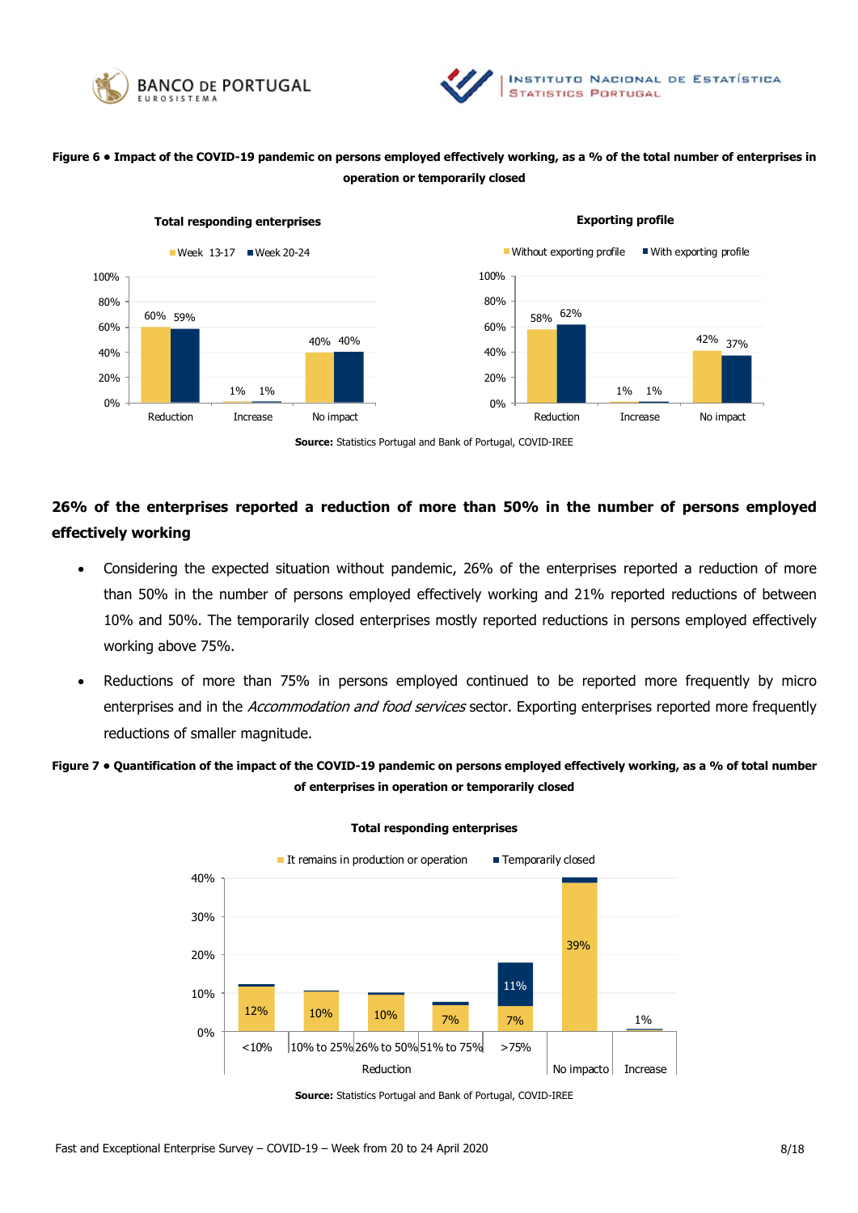**Figure 6 • Impact of the COVID-19 pandemic on persons employed effectively working, as a % of the total number of enterprises in operation or temporarily closed**

**Total responding enterprises**

Week 13-17
Week 20-24

100%
80%
60%
40%
20%
0%

60% 59%
1% 1%
40% 40%

Reduction
Increase
No impact

**Exporting profile**

Without exporting profile
With exporting profile

100%
80%
60%
40%
20%
0%

58% 62%
1% 1%
42% 37%

Reduction
Increase
No impact

**Source:** Statistics Portugal and Bank of Portugal, COVID-IREE

## 26% of the enterprises reported a reduction of more than 50% in the number of persons employed effectively working

- Considering the expected situation without pandemic, 26% of the enterprises reported a reduction of more than 50% in the number of persons employed effectively working and 21% reported reductions of between 10% and 50%. The temporarily closed enterprises mostly reported reductions in persons employed effectively working above 75%.
- Reductions of more than 75% in persons employed continued to be reported more frequently by micro enterprises and in the *Accommodation and food services* sector. Exporting enterprises reported more frequently reductions of smaller magnitude.

**Figure 7 • Quantification of the impact of the COVID-19 pandemic on persons employed effectively working, as a % of total number of enterprises in operation or temporarily closed**

**Total responding enterprises**

It remains in production or operation
Temporarily closed

40%
30%
20%
10%
0%

12%
10%
10%
7%
7%
11%
39%
1%

<10%
10% to 25%
26% to 50%
51% to 75%
>75%
Reduction
No impacto
Increase

**Source:** Statistics Portugal and Bank of Portugal, COVID-IREE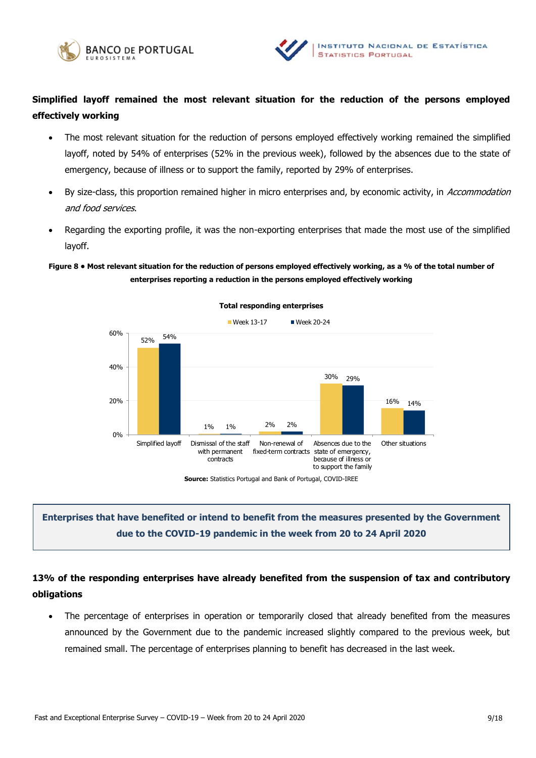**Simplified layoff remained the most relevant situation for the reduction of the persons employed effectively working**

- The most relevant situation for the reduction of persons employed effectively working remained the simplified layoff, noted by 54% of enterprises (52% in the previous week), followed by the absences due to the state of emergency, because of illness or to support the family, reported by 29% of enterprises.
- By size-class, this proportion remained higher in micro enterprises and, by economic activity, in *Accommodation and food services*.
- Regarding the exporting profile, it was the non-exporting enterprises that made the most use of the simplified layoff.

**Figure 8 • Most relevant situation for the reduction of persons employed effectively working, as a % of the total number of enterprises reporting a reduction in the persons employed effectively working**

Total responding enterprises

Week 13-17
Week 20-24

60%
40%
20%
0%

52% 54%
Simplified layoff

1% 1%
Dismissal of the staff with permanent contracts

2% 2%
Non-renewal of fixed-term contracts

30% 29%
Absences due to the state of emergency, because of illness or to support the family

16% 14%
Other situations

**Source:** Statistics Portugal and Bank of Portugal, COVID-IREE

**Enterprises that have benefited or intend to benefit from the measures presented by the Government due to the COVID-19 pandemic in the week from 20 to 24 April 2020**

**13% of the responding enterprises have already benefited from the suspension of tax and contributory obligations**

- The percentage of enterprises in operation or temporarily closed that already benefited from the measures announced by the Government due to the pandemic increased slightly compared to the previous week, but remained small. The percentage of enterprises planning to benefit has decreased in the last week.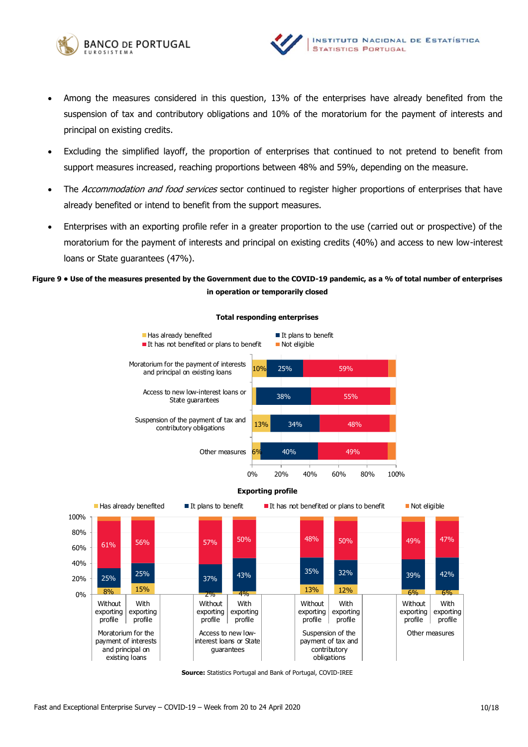- Among the measures considered in this question, 13% of the enterprises have already benefited from the suspension of tax and contributory obligations and 10% of the moratorium for the payment of interests and principal on existing credits.
- Excluding the simplified layoff, the proportion of enterprises that continued to not pretend to benefit from support measures increased, reaching proportions between 48% and 59%, depending on the measure.
- The *Accommodation and food services* sector continued to register higher proportions of enterprises that have already benefited or intend to benefit from the support measures.
- Enterprises with an exporting profile refer in a greater proportion to the use (carried out or prospective) of the moratorium for the payment of interests and principal on existing credits (40%) and access to new low-interest loans or State guarantees (47%).

**Figure 9 • Use of the measures presented by the Government due to the COVID-19 pandemic, as a % of total number of enterprises in operation or temporarily closed**

**Total responding enterprises**

Has already benefited
It plans to benefit
It has not benefited or plans to benefit
Not eligible

Moratorium for the payment of interests and principal on existing loans: 10%, 25%, 59%
Access to new low-interest loans or State guarantees: 38%, 55%
Suspension of the payment of tax and contributory obligations: 13%, 34%, 48%
Other measures: 6%, 40%, 49%

0%, 20%, 40%, 60%, 80%, 100%

**Exporting profile**

Has already benefited
It plans to benefit
It has not benefited or plans to benefit
Not eligible

0%, 20%, 40%, 60%, 80%, 100%

Moratorium for the payment of interests and principal on existing loans
Without exporting profile: 8%, 25%, 61%
With exporting profile: 15%, 25%, 56%

Access to new low-interest loans or State guarantees
Without exporting profile: 2%, 37%, 57%
With exporting profile: 4%, 43%, 50%

Suspension of the payment of tax and contributory obligations
Without exporting profile: 13%, 35%, 48%
With exporting profile: 12%, 32%, 50%

Other measures
Without exporting profile: 6%, 39%, 49%
With exporting profile: 6%, 42%, 47%

**Source:** Statistics Portugal and Bank of Portugal, COVID-IREE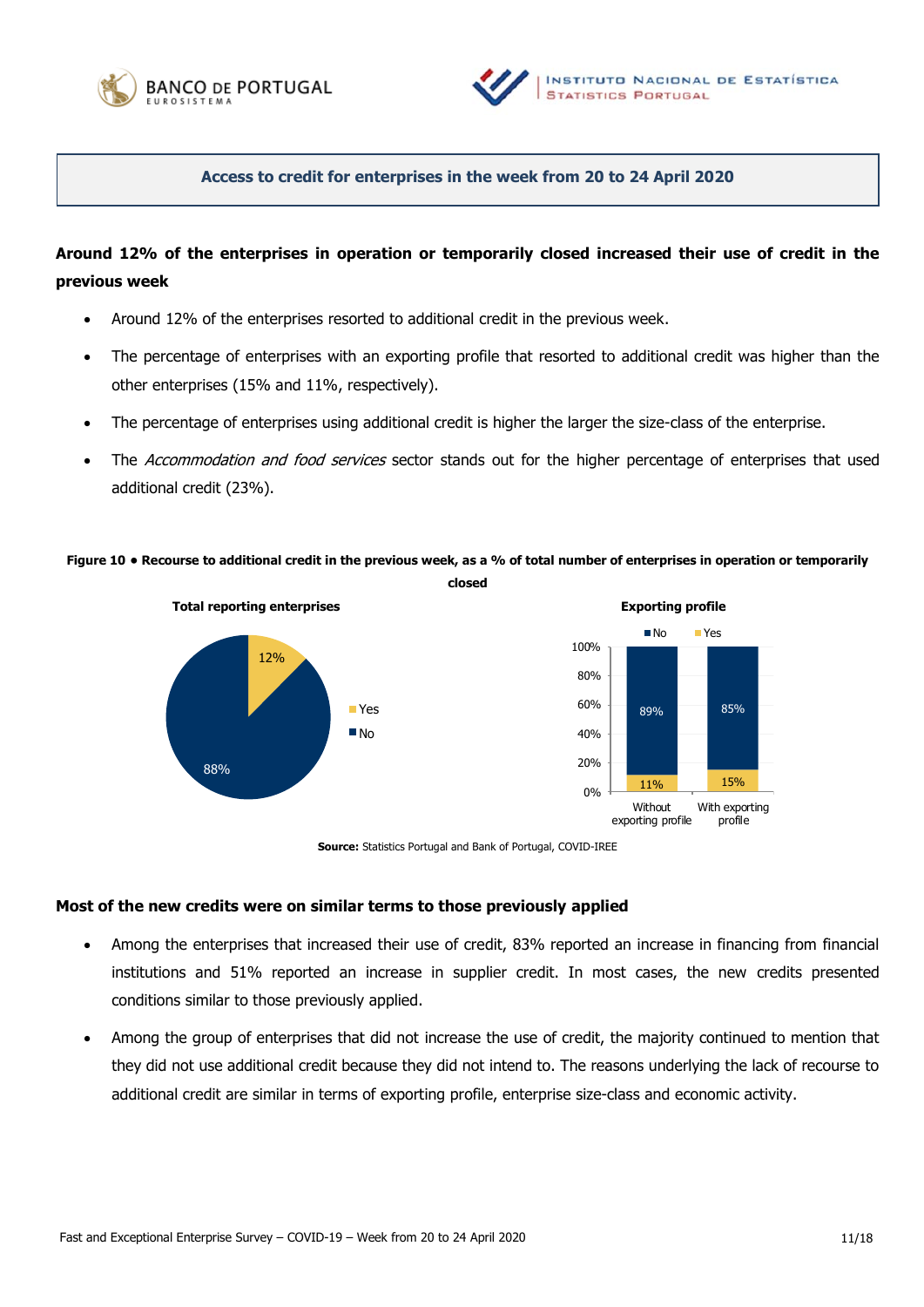**Access to credit for enterprises in the week from 20 to 24 April 2020**

## Around 12% of the enterprises in operation or temporarily closed increased their use of credit in the previous week

- Around 12% of the enterprises resorted to additional credit in the previous week.
- The percentage of enterprises with an exporting profile that resorted to additional credit was higher than the other enterprises (15% and 11%, respectively).
- The percentage of enterprises using additional credit is higher the larger the size-class of the enterprise.
- The *Accommodation and food services* sector stands out for the higher percentage of enterprises that used additional credit (23%).

**Figure 10 • Recourse to additional credit in the previous week, as a % of total number of enterprises in operation or temporarily closed**

Total reporting enterprises

12%

88%

Yes

No

Exporting profile

No

Yes

100%

80%

60%

40%

20%

0%

89%

11%

Without exporting profile

85%

15%

With exporting profile

**Source:** Statistics Portugal and Bank of Portugal, COVID-IREE

## Most of the new credits were on similar terms to those previously applied

- Among the enterprises that increased their use of credit, 83% reported an increase in financing from financial institutions and 51% reported an increase in supplier credit. In most cases, the new credits presented conditions similar to those previously applied.
- Among the group of enterprises that did not increase the use of credit, the majority continued to mention that they did not use additional credit because they did not intend to. The reasons underlying the lack of recourse to additional credit are similar in terms of exporting profile, enterprise size-class and economic activity.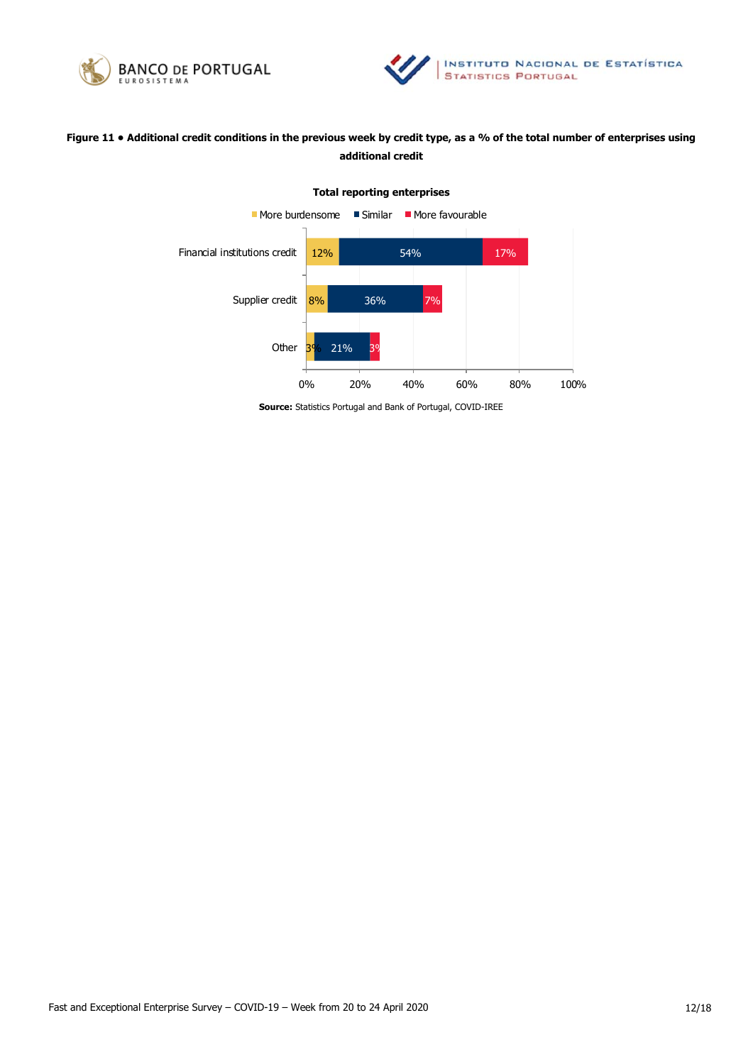**Figure 11 • Additional credit conditions in the previous week by credit type, as a % of the total number of enterprises using additional credit**

**Total reporting enterprises**

More burdensome
Similar
More favourable

Financial institutions credit
12%
54%
17%

Supplier credit
8%
36%
7%

Other
3%
21%
3%

0%
20%
40%
60%
80%
100%

**Source:** Statistics Portugal and Bank of Portugal, COVID-IREE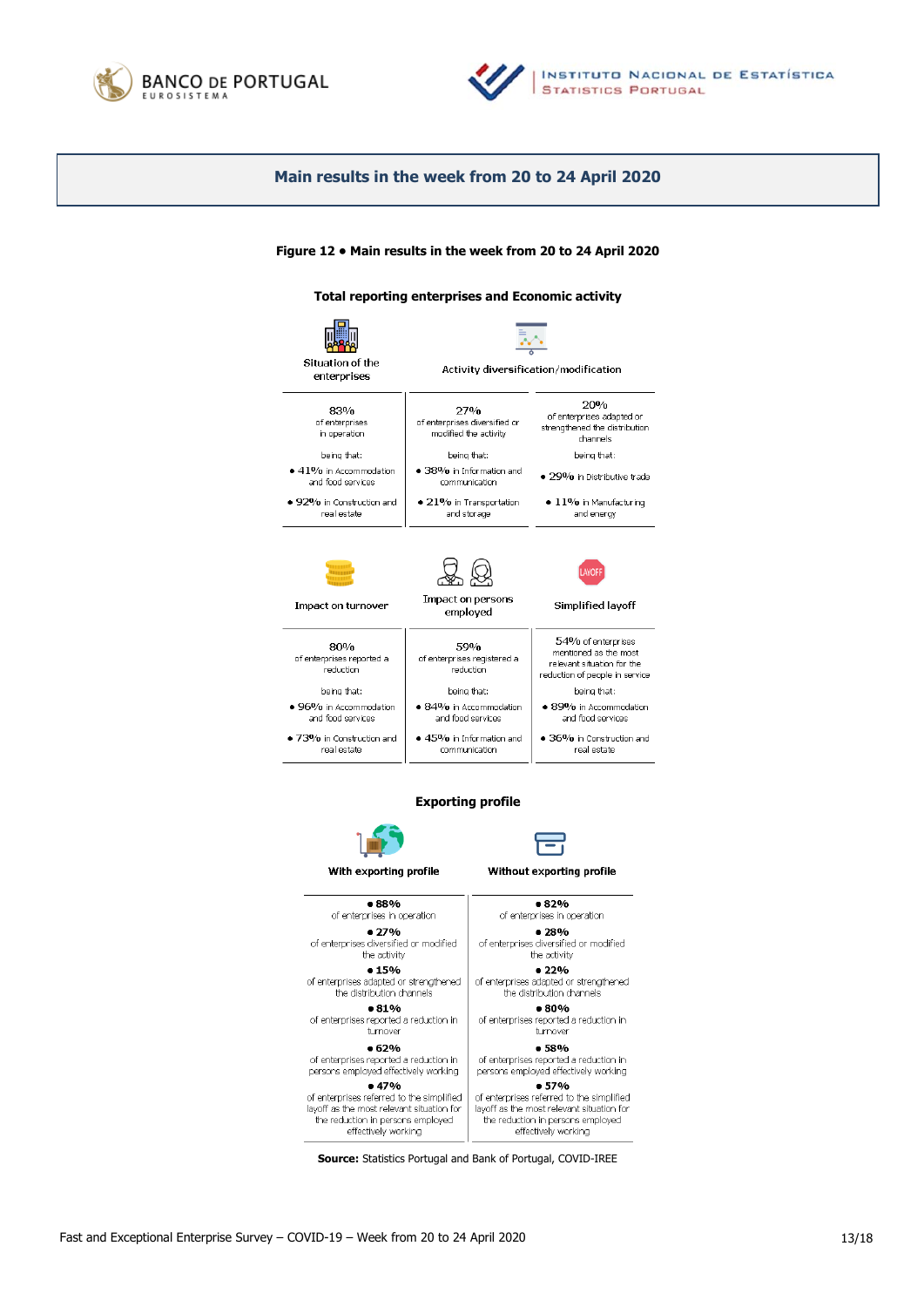## Main results in the week from 20 to 24 April 2020

**Figure 12 • Main results in the week from 20 to 24 April 2020**

### Total reporting enterprises and Economic activity

| Situation of the enterprises | Activity diversification/modification | |
|---|---|---|
| 83% of enterprises in operation | 27% of enterprises diversified or modified the activity | 20% of enterprises adapted or strengthened the distribution channels |
| being that: | being that: | being that: |
| • 41% in Accommodation and food services | • 38% in Information and communication | • 29% in Distributive trade |
| • 92% in Construction and real estate | • 21% in Transportation and storage | • 11% in Manufacturing and energy |

| Impact on turnover | Impact on persons employed | Simplified layoff |
|---|---|---|
| 80% of enterprises reported a reduction | 59% of enterprises registered a reduction | 54% of enterprises mentioned as the most relevant situation for the reduction of people in service |
| being that: | being that: | being that: |
| • 96% in Accommodation and food services | • 84% in Accommodation and food services | • 89% in Accommodation and food services |
| • 73% in Construction and real estate | • 45% in Information and communication | • 36% in Construction and real estate |

### Exporting profile

| With exporting profile | Without exporting profile |
|---|---|
| • **88%** of enterprises in operation | • **82%** of enterprises in operation |
| • **27%** of enterprises diversified or modified the activity | • **28%** of enterprises diversified or modified the activity |
| • **15%** of enterprises adapted or strengthened the distribution channels | • **22%** of enterprises adapted or strengthened the distribution channels |
| • **81%** of enterprises reported a reduction in turnover | • **80%** of enterprises reported a reduction in turnover |
| • **62%** of enterprises reported a reduction in persons employed effectively working | • **58%** of enterprises reported a reduction in persons employed effectively working |
| • **47%** of enterprises referred to the simplified layoff as the most relevant situation for the reduction in persons employed effectively working | • **57%** of enterprises referred to the simplified layoff as the most relevant situation for the reduction in persons employed effectively working |

**Source:** Statistics Portugal and Bank of Portugal, COVID-IREE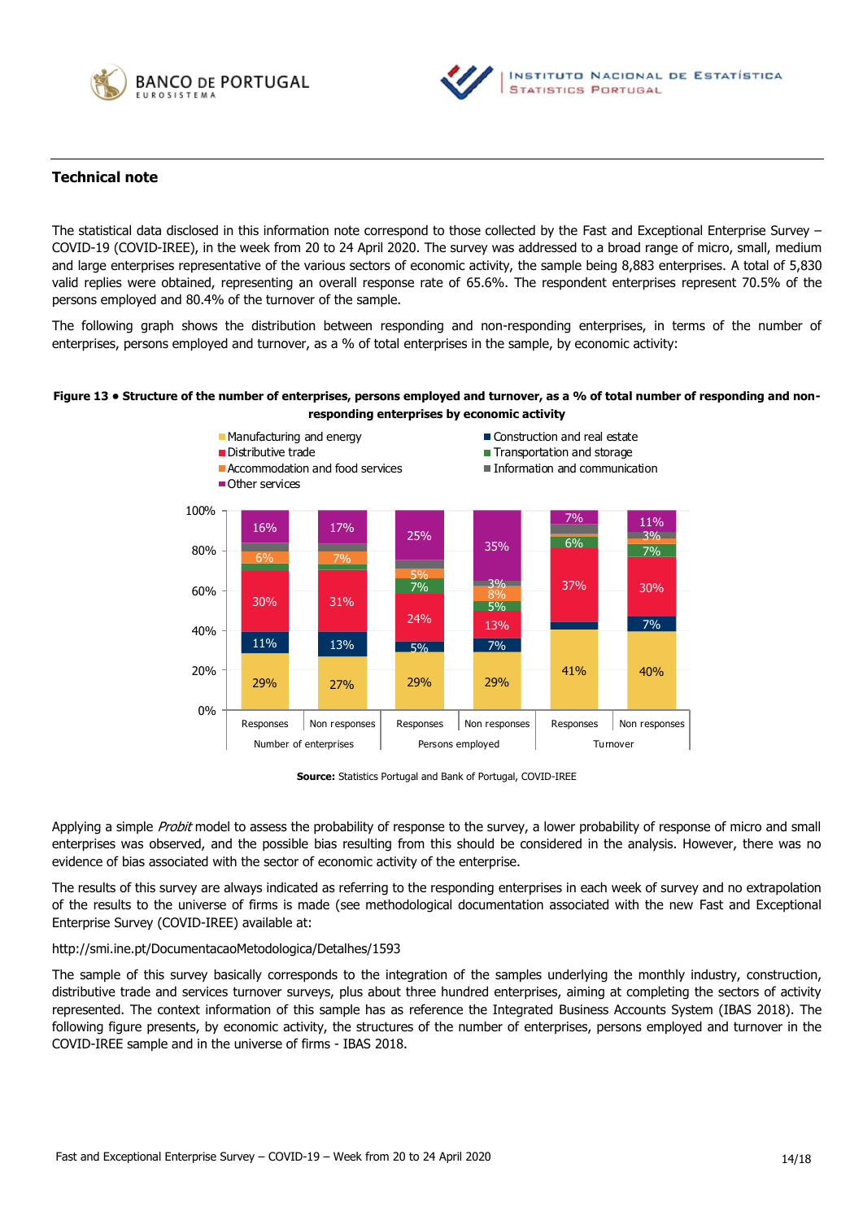## Technical note

The statistical data disclosed in this information note correspond to those collected by the Fast and Exceptional Enterprise Survey – COVID-19 (COVID-IREE), in the week from 20 to 24 April 2020. The survey was addressed to a broad range of micro, small, medium and large enterprises representative of the various sectors of economic activity, the sample being 8,883 enterprises. A total of 5,830 valid replies were obtained, representing an overall response rate of 65.6%. The respondent enterprises represent 70.5% of the persons employed and 80.4% of the turnover of the sample.

The following graph shows the distribution between responding and non-responding enterprises, in terms of the number of enterprises, persons employed and turnover, as a % of total enterprises in the sample, by economic activity:

**Figure 13 • Structure of the number of enterprises, persons employed and turnover, as a % of total number of responding and non-responding enterprises by economic activity**

Manufacturing and energy
Construction and real estate
Distributive trade
Transportation and storage
Accommodation and food services
Information and communication
Other services

100%
80%
60%
40%
20%
0%

Number of enterprises: Responses — 29%, 11%, 30%, 6%, 16%; Non responses — 27%, 13%, 31%, 7%, 17%
Persons employed: Responses — 29%, 5%, 24%, 7%, 5%, 25%; Non responses — 29%, 7%, 13%, 5%, 8%, 3%, 35%
Turnover: Responses — 41%, 37%, 6%, 7%; Non responses — 40%, 7%, 30%, 7%, 3%, 11%

**Source:** Statistics Portugal and Bank of Portugal, COVID-IREE

Applying a simple *Probit* model to assess the probability of response to the survey, a lower probability of response of micro and small enterprises was observed, and the possible bias resulting from this should be considered in the analysis. However, there was no evidence of bias associated with the sector of economic activity of the enterprise.

The results of this survey are always indicated as referring to the responding enterprises in each week of survey and no extrapolation of the results to the universe of firms is made (see methodological documentation associated with the new Fast and Exceptional Enterprise Survey (COVID-IREE) available at:

http://smi.ine.pt/DocumentacaoMetodologica/Detalhes/1593

The sample of this survey basically corresponds to the integration of the samples underlying the monthly industry, construction, distributive trade and services turnover surveys, plus about three hundred enterprises, aiming at completing the sectors of activity represented. The context information of this sample has as reference the Integrated Business Accounts System (IBAS 2018). The following figure presents, by economic activity, the structures of the number of enterprises, persons employed and turnover in the COVID-IREE sample and in the universe of firms - IBAS 2018.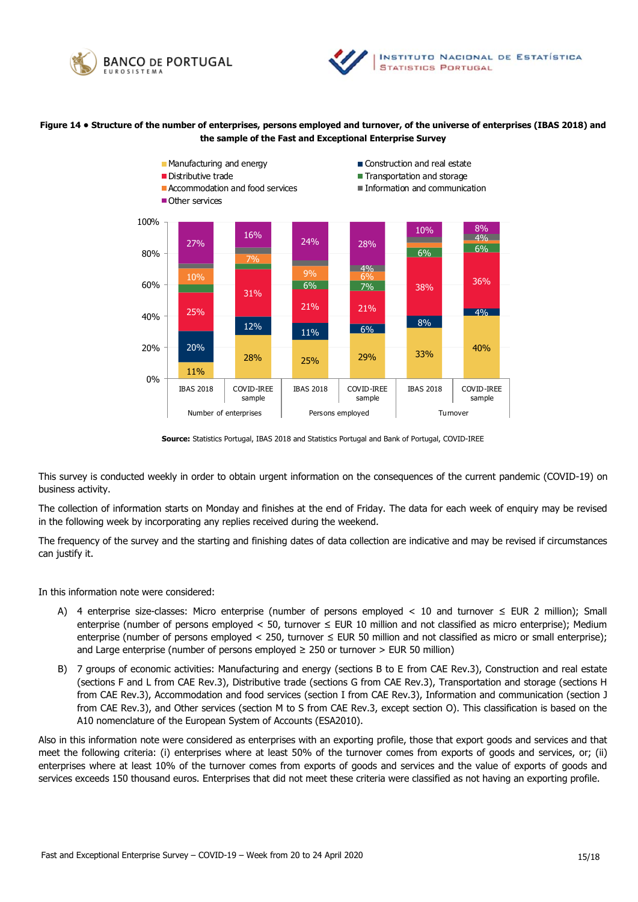**Figure 14 • Structure of the number of enterprises, persons employed and turnover, of the universe of enterprises (IBAS 2018) and the sample of the Fast and Exceptional Enterprise Survey**

Manufacturing and energy
Distributive trade
Accommodation and food services
Other services
Construction and real estate
Transportation and storage
Information and communication

100%
80%
60%
40%
20%
0%

27%
10%
25%
20%
11%

16%
7%
31%
12%
28%

24%
9%
6%
21%
11%
25%

28%
4%
6%
7%
21%
6%
29%

10%
6%
38%
8%
33%

8%
4%
6%
36%
4%
40%

IBAS 2018
COVID-IREE sample
IBAS 2018
COVID-IREE sample
IBAS 2018
COVID-IREE sample

Number of enterprises
Persons employed
Turnover

**Source:** Statistics Portugal, IBAS 2018 and Statistics Portugal and Bank of Portugal, COVID-IREE

This survey is conducted weekly in order to obtain urgent information on the consequences of the current pandemic (COVID-19) on business activity.

The collection of information starts on Monday and finishes at the end of Friday. The data for each week of enquiry may be revised in the following week by incorporating any replies received during the weekend.

The frequency of the survey and the starting and finishing dates of data collection are indicative and may be revised if circumstances can justify it.

In this information note were considered:

A) 4 enterprise size-classes: Micro enterprise (number of persons employed < 10 and turnover ≤ EUR 2 million); Small enterprise (number of persons employed < 50, turnover ≤ EUR 10 million and not classified as micro enterprise); Medium enterprise (number of persons employed < 250, turnover ≤ EUR 50 million and not classified as micro or small enterprise); and Large enterprise (number of persons employed ≥ 250 or turnover > EUR 50 million)

B) 7 groups of economic activities: Manufacturing and energy (sections B to E from CAE Rev.3), Construction and real estate (sections F and L from CAE Rev.3), Distributive trade (sections G from CAE Rev.3), Transportation and storage (sections H from CAE Rev.3), Accommodation and food services (section I from CAE Rev.3), Information and communication (section J from CAE Rev.3), and Other services (section M to S from CAE Rev.3, except section O). This classification is based on the A10 nomenclature of the European System of Accounts (ESA2010).

Also in this information note were considered as enterprises with an exporting profile, those that export goods and services and that meet the following criteria: (i) enterprises where at least 50% of the turnover comes from exports of goods and services, or; (ii) enterprises where at least 10% of the turnover comes from exports of goods and services and the value of exports of goods and services exceeds 150 thousand euros. Enterprises that did not meet these criteria were classified as not having an exporting profile.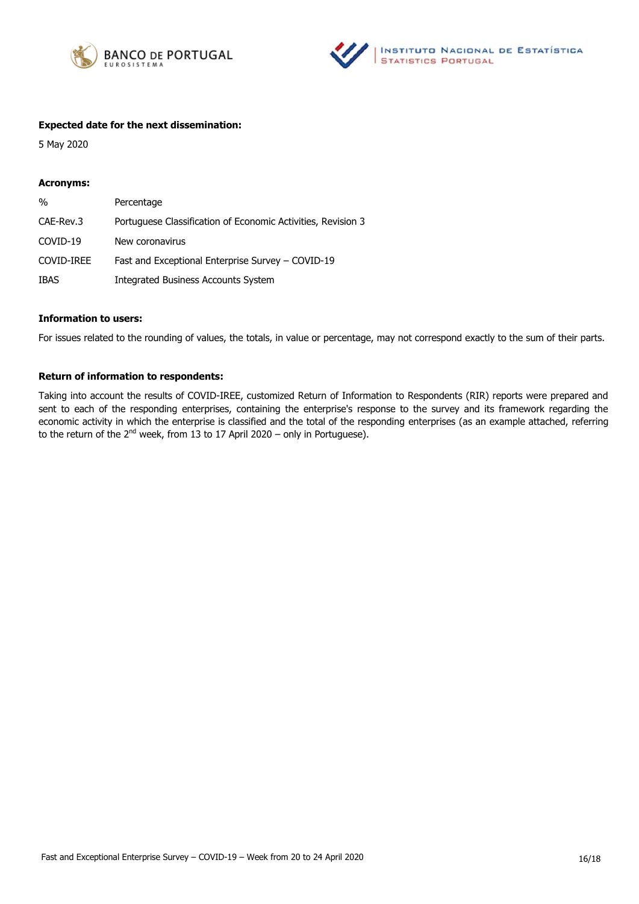**Expected date for the next dissemination:**

5 May 2020

**Acronyms:**

| | |
|---|---|
| % | Percentage |
| CAE-Rev.3 | Portuguese Classification of Economic Activities, Revision 3 |
| COVID-19 | New coronavirus |
| COVID-IREE | Fast and Exceptional Enterprise Survey – COVID-19 |
| IBAS | Integrated Business Accounts System |

**Information to users:**

For issues related to the rounding of values, the totals, in value or percentage, may not correspond exactly to the sum of their parts.

**Return of information to respondents:**

Taking into account the results of COVID-IREE, customized Return of Information to Respondents (RIR) reports were prepared and sent to each of the responding enterprises, containing the enterprise's response to the survey and its framework regarding the economic activity in which the enterprise is classified and the total of the responding enterprises (as an example attached, referring to the return of the 2nd week, from 13 to 17 April 2020 – only in Portuguese).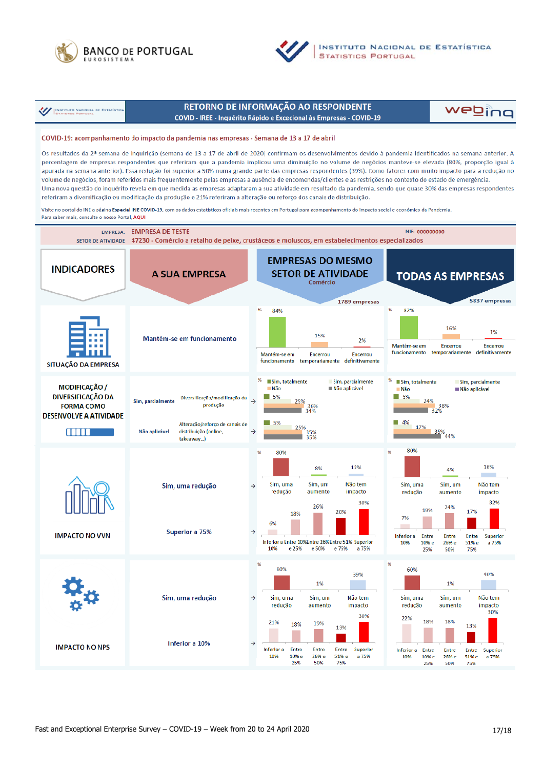BANCO DE PORTUGAL
EUROSISTEMA

INSTITUTO NACIONAL DE ESTATÍSTICA
STATISTICS PORTUGAL

## RETORNO DE INFORMAÇÃO AO RESPONDENTE

COVID - IREE - Inquérito Rápido e Excecional às Empresas - COVID-19

webinq

### COVID-19: acompanhamento do impacto da pandemia nas empresas - Semana de 13 a 17 de abril

Os resultados da 2ª semana de inquirição (semana de 13 a 17 de abril de 2020) confirmam os desenvolvimentos devido à pandemia identificados na semana anterior. A percentagem de empresas respondentes que referiram que a pandemia implicou uma diminuição no volume de negócios manteve-se elevada (80%, proporção igual à apurada na semana anterior). Essa redução foi superior a 50% numa grande parte das empresas respondentes (39%). Como fatores com muito impacto para a redução no volume de negócios, foram referidos mais frequentemente pelas empresas a ausência de encomendas/clientes e as restrições no contexto do estado de emergência.
Uma nova questão do inquérito revela em que medida as empresas adaptaram a sua atividade em resultado da pandemia, sendo que quase 30% das empresas respondentes referiram a diversificação ou modificação da produção e 21% referiram a alteração ou reforço dos canais de distribuição.

Visite no portal do INE a página **Especial INE COVID-19**, com os dados estatísticos oficiais mais recentes em Portugal para acompanhamento do impacto social e económico da Pandemia.
Para saber mais, consulte o nosso Portal, **AQUI**

EMPRESA: EMPRESA DE TESTE
NIF: 000000000
SETOR DE ATIVIDADE: 47230 - Comércio a retalho de peixe, crustáceos e moluscos, em estabelecimentos especializados

| INDICADORES | A SUA EMPRESA | EMPRESAS DO MESMO SETOR DE ATIVIDADE Comércio (1789 empresas) | TODAS AS EMPRESAS (5837 empresas) |
|---|---|---|---|
| SITUAÇÃO DA EMPRESA | Mantém-se em funcionamento | | |
| MODIFICAÇÃO / DIVERSIFICAÇÃO DA FORMA COMO DESENVOLVE A ATIVIDADE | Sim, parcialmente — Diversificação/modificação da produção<br>Não aplicável — Alteração/reforço de canais de distribuição (online, takeaway...) | | |
| IMPACTO NO VVN | Sim, uma redução<br>Superior a 75% | | |
| IMPACTO NO NPS | Sim, uma redução<br>Inferior a 10% | | |

**Empresas do mesmo setor de atividade – Situação da empresa**
%
84% Mantém-se em funcionamento
15% Encerrou temporariamente
2% Encerrou definitivamente

**Todas as empresas – Situação da empresa**
%
82% Mantém-se em funcionamento
16% Encerrou temporariamente
1% Encerrou definitivamente

**Empresas do mesmo setor – Modificação/diversificação**
% Sim, totalmente; Sim, parcialmente; Não; Não aplicável
5% 25% 36% 34%
5% 25% 35% 35%

**Todas as empresas – Modificação/diversificação**
% Sim, totalmente; Sim, parcialmente; Não; Não aplicável
5% 24% 38% 32%
4% 17% 35% 44%

**Empresas do mesmo setor – Impacto no VVN**
%
80% Sim, uma redução
8% Sim, um aumento
12% Não tem impacto

6% Inferior a 10%
18% Entre 10% e 25%
26% Entre 26% e 50%
20% Entre 51% e 75%
30% Superior a 75%

**Todas as empresas – Impacto no VVN**
%
80% Sim, uma redução
4% Sim, um aumento
16% Não tem impacto

7% Inferior a 10%
19% Entre 10% e 25%
24% Entre 26% e 50%
17% Entre 51% e 75%
32% Superior a 75%

**Empresas do mesmo setor – Impacto no NPS**
%
60% Sim, uma redução
1% Sim, um aumento
39% Não tem impacto

21% Inferior a 10%
18% Entre 10% e 25%
19% Entre 26% e 50%
13% Entre 51% e 75%
30% Superior a 75%

**Todas as empresas – Impacto no NPS**
%
60% Sim, uma redução
1% Sim, um aumento
40% Não tem impacto

22% Inferior a 10%
18% Entre 10% e 25%
18% Entre 26% e 50%
13% Entre 51% e 75%
30% Superior a 75%

Fast and Exceptional Enterprise Survey – COVID-19 – Week from 20 to 24 April 2020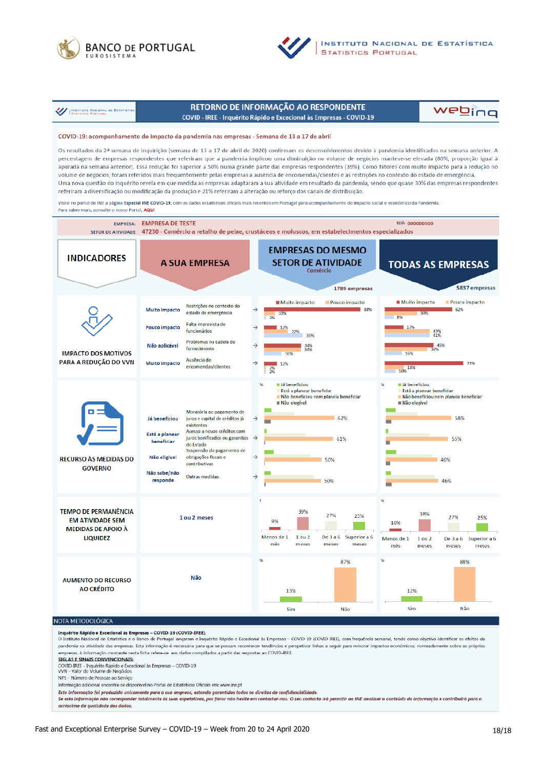BANCO DE PORTUGAL
EUROSISTEMA

INSTITUTO NACIONAL DE ESTATÍSTICA
STATISTICS PORTUGAL

# RETORNO DE INFORMAÇÃO AO RESPONDENTE

COVID - IREE - Inquérito Rápido e Excecional às Empresas - COVID-19

webinq

## COVID-19: acompanhamento do impacto da pandemia nas empresas - Semana de 13 a 17 de abril

Os resultados da 2ª semana de inquirição (semana de 13 a 17 de abril de 2020) confirmam os desenvolvimentos devido à pandemia identificados na semana anterior. A percentagem de empresas respondentes que referiram que a pandemia implicou uma diminuição no volume de negócios manteve-se elevada (80%, proporção igual à apurada na semana anterior). Essa redução foi superior a 50% numa grande parte das empresas respondentes (39%). Como fatores com muito impacto para a redução no volume de negócios, foram referidos mais frequentemente pelas empresas a ausência de encomendas/clientes e as restrições no contexto do estado de emergência.
Uma nova questão do inquérito revela em que medida as empresas adaptaram a sua atividade em resultado da pandemia, sendo que quase 30% das empresas respondentes referiram a diversificação ou modificação da produção e 21% referiram a alteração ou reforço dos canais de distribuição.

Visite no portal do INE a página **Especial INE COVID-19**, com os dados estatísticos oficiais mais recentes em Portugal para acompanhamento do impacto social e económico da Pandemia.
Para saber mais, consulte o nosso Portal, **AQUI**

EMPRESA: EMPRESA DE TESTE | NIF: 000000000
SETOR DE ATIVIDADE: 47230 - Comércio a retalho de peixe, crustáceos e moluscos, em estabelecimentos especializados

**INDICADORES** | **A SUA EMPRESA** | **EMPRESAS DO MESMO SETOR DE ATIVIDADE** Comércio — 1789 empresas | **TODAS AS EMPRESAS** — 5837 empresas

### IMPACTO DOS MOTIVOS PARA A REDUÇÃO DO VVN

A sua empresa:
- Muito impacto — Restrições no contexto do estado de emergência
- Pouco impacto — Falta imprevista de funcionários
- Não aplicável — Problemas na cadeia de fornecimento
- Muito impacto — Ausência de encomendas/clientes

Empresas do mesmo setor de atividade: Muito impacto / Pouco impacto
88%
10%
2%
12%
22%
35%
34%
34%
16%
12%
2%
2%

Todas as empresas: Muito impacto / Pouco impacto
62%
30%
8%
17%
42%
41%
45%
39%
16%
73%
18%
10%

### RECURSO ÀS MEDIDAS DO GOVERNO

A sua empresa:
- Já beneficiou — Moratória ao pagamento de juros e capital de créditos já existentes
- Está a planear beneficiar — Acesso a novos créditos com juros bonificados ou garantias do Estado
- Não elegível — Suspensão do pagamento de obrigações fiscais e contributivas
- Não sabe/não responde — Outras medidas

Empresas do mesmo setor de atividade:
%
Já beneficiou
Está a planear beneficiar
Não beneficiou nem planeia beneficiar
Não elegível
62%
61%
50%
50%

Todas as empresas:
%
Já beneficiou
Está a planear beneficiar
Não beneficiou nem planeia beneficiar
Não elegível
58%
55%
46%
46%

### TEMPO DE PERMANÊNCIA EM ATIVIDADE SEM MEDIDAS DE APOIO À LIQUIDEZ

A sua empresa: 1 ou 2 meses

Empresas do mesmo setor de atividade:
%
9%
39%
27%
25%
Menos de 1 mês
1 ou 2 meses
De 3 a 6 meses
Superior a 6 meses

Todas as empresas:
%
10%
38%
27%
25%
Menos de 1 mês
1 ou 2 meses
De 3 a 6 meses
Superior a 6 meses

### AUMENTO DO RECURSO AO CRÉDITO

A sua empresa: Não

Empresas do mesmo setor de atividade:
%
13%
87%
Sim
Não

Todas as empresas:
%
12%
88%
Sim
Não

### NOTA METODOLÓGICA

**Inquérito Rápido e Excecional às Empresas – COVID-19 (COVID-IREE).**
O Instituto Nacional de Estatística e o Banco de Portugal lançaram o Inquérito Rápido e Excecional às Empresas – COVID-19 (COVID-IREE), com frequência semanal, tendo como objetivo identificar os efeitos da pandemia na atividade das empresas. Esta informação é necessária para que se possam reconhecer tendências e perspetivar linhas a seguir para minorar impactos económicos, nomeadamente sobre as próprias empresas. A informação constante nesta ficha refere-se aos dados compilados a partir das respostas ao COVID-IREE.

**SIGLAS E SINAIS CONVENCIONAIS:**
COVID-IREE - Inquérito Rápido e Excecional às Empresas – COVID-19
VVN - Valor do Volume de Negócios
NPS - Número de Pessoas ao Serviço
Informação adicional encontra-se disponível no Portal de Estatísticas Oficiais em: www.ine.pt

***Esta informação foi produzida unicamente para a sua empresa, estando garantidos todos os direitos de confidencialidade.***
***Se esta informação não corresponder totalmente às suas expetativas, por favor não hesite em contactar-nos. O seu contacto irá permitir ao INE analisar o conteúdo da informação e contribuirá para o acréscimo da qualidade dos dados.***